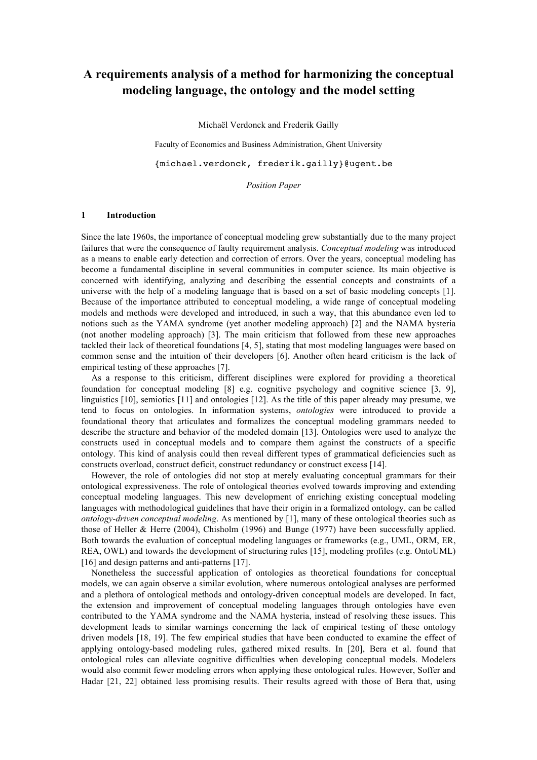# A requirements analysis of a method for harmonizing the conceptual modeling language, the ontology and the model setting

Michaël Verdonck and Frederik Gailly

Faculty of Economics and Business Administration, Ghent University

{michael.verdonck, frederik.gailly}@ugent.be

*Position Paper*

## 1 Introduction

Since the late 1960s, the importance of conceptual modeling grew substantially due to the many project failures that were the consequence of faulty requirement analysis. *Conceptual modeling* was introduced as a means to enable early detection and correction of errors. Over the years, conceptual modeling has become a fundamental discipline in several communities in computer science. Its main objective is concerned with identifying, analyzing and describing the essential concepts and constraints of a universe with the help of a modeling language that is based on a set of basic modeling concepts [1]. Because of the importance attributed to conceptual modeling, a wide range of conceptual modeling models and methods were developed and introduced, in such a way, that this abundance even led to notions such as the YAMA syndrome (yet another modeling approach) [2] and the NAMA hysteria (not another modeling approach) [3]. The main criticism that followed from these new approaches tackled their lack of theoretical foundations [4, 5], stating that most modeling languages were based on common sense and the intuition of their developers [6]. Another often heard criticism is the lack of empirical testing of these approaches [7].

As a response to this criticism, different disciplines were explored for providing a theoretical foundation for conceptual modeling [8] e.g. cognitive psychology and cognitive science [3, 9], linguistics [10], semiotics [11] and ontologies [12]. As the title of this paper already may presume, we tend to focus on ontologies. In information systems, *ontologies* were introduced to provide a foundational theory that articulates and formalizes the conceptual modeling grammars needed to describe the structure and behavior of the modeled domain [13]. Ontologies were used to analyze the constructs used in conceptual models and to compare them against the constructs of a specific ontology. This kind of analysis could then reveal different types of grammatical deficiencies such as constructs overload, construct deficit, construct redundancy or construct excess [14].

However, the role of ontologies did not stop at merely evaluating conceptual grammars for their ontological expressiveness. The role of ontological theories evolved towards improving and extending conceptual modeling languages. This new development of enriching existing conceptual modeling languages with methodological guidelines that have their origin in a formalized ontology, can be called *ontology-driven conceptual modeling*. As mentioned by [1], many of these ontological theories such as those of Heller & Herre (2004), Chisholm (1996) and Bunge (1977) have been successfully applied. Both towards the evaluation of conceptual modeling languages or frameworks (e.g., UML, ORM, ER, REA, OWL) and towards the development of structuring rules [15], modeling profiles (e.g. OntoUML) [16] and design patterns and anti-patterns [17].

Nonetheless the successful application of ontologies as theoretical foundations for conceptual models, we can again observe a similar evolution, where numerous ontological analyses are performed and a plethora of ontological methods and ontology-driven conceptual models are developed. In fact, the extension and improvement of conceptual modeling languages through ontologies have even contributed to the YAMA syndrome and the NAMA hysteria, instead of resolving these issues. This development leads to similar warnings concerning the lack of empirical testing of these ontology driven models [18, 19]. The few empirical studies that have been conducted to examine the effect of applying ontology-based modeling rules, gathered mixed results. In [20], Bera et al. found that ontological rules can alleviate cognitive difficulties when developing conceptual models. Modelers would also commit fewer modeling errors when applying these ontological rules. However, Soffer and Hadar [21, 22] obtained less promising results. Their results agreed with those of Bera that, using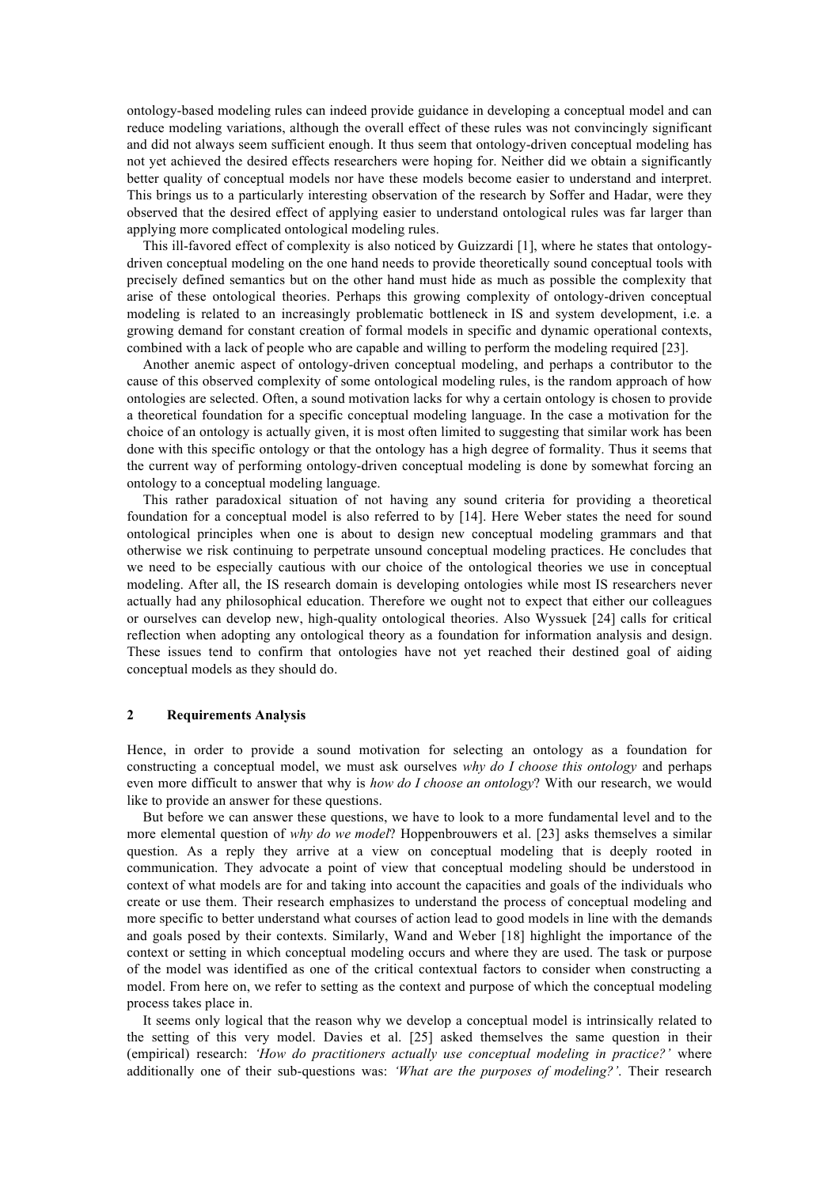ontology-based modeling rules can indeed provide guidance in developing a conceptual model and can reduce modeling variations, although the overall effect of these rules was not convincingly significant and did not always seem sufficient enough. It thus seem that ontology-driven conceptual modeling has not yet achieved the desired effects researchers were hoping for. Neither did we obtain a significantly better quality of conceptual models nor have these models become easier to understand and interpret. This brings us to a particularly interesting observation of the research by Soffer and Hadar, were they observed that the desired effect of applying easier to understand ontological rules was far larger than applying more complicated ontological modeling rules.

This ill-favored effect of complexity is also noticed by Guizzardi [1], where he states that ontology-driven conceptual modeling on the one hand needs to provide theoretically sound conceptual tools with precisely defined semantics but on the other hand must hide as much as possible the complexity that arise of these ontological theories. Perhaps this growing complexity of ontology-driven conceptual modeling is related to an increasingly problematic bottleneck in IS and system development, i.e. a growing demand for constant creation of formal models in specific and dynamic operational contexts, combined with a lack of people who are capable and willing to perform the modeling required [23].

Another anemic aspect of ontology-driven conceptual modeling, and perhaps a contributor to the cause of this observed complexity of some ontological modeling rules, is the random approach of how ontologies are selected. Often, a sound motivation lacks for why a certain ontology is chosen to provide a theoretical foundation for a specific conceptual modeling language. In the case a motivation for the choice of an ontology is actually given, it is most often limited to suggesting that similar work has been done with this specific ontology or that the ontology has a high degree of formality. Thus it seems that the current way of performing ontology-driven conceptual modeling is done by somewhat forcing an ontology to a conceptual modeling language.

This rather paradoxical situation of not having any sound criteria for providing a theoretical foundation for a conceptual model is also referred to by [14]. Here Weber states the need for sound ontological principles when one is about to design new conceptual modeling grammars and that otherwise we risk continuing to perpetrate unsound conceptual modeling practices. He concludes that we need to be especially cautious with our choice of the ontological theories we use in conceptual modeling. After all, the IS research domain is developing ontologies while most IS researchers never actually had any philosophical education. Therefore we ought not to expect that either our colleagues or ourselves can develop new, high-quality ontological theories. Also Wyssuek [24] calls for critical reflection when adopting any ontological theory as a foundation for information analysis and design. These issues tend to confirm that ontologies have not yet reached their destined goal of aiding conceptual models as they should do.

## 2 Requirements Analysis

Hence, in order to provide a sound motivation for selecting an ontology as a foundation for constructing a conceptual model, we must ask ourselves *why do I choose this ontology* and perhaps even more difficult to answer that why is *how do I choose an ontology*? With our research, we would like to provide an answer for these questions.

But before we can answer these questions, we have to look to a more fundamental level and to the more elemental question of *why do we model*? Hoppenbrouwers et al. [23] asks themselves a similar question. As a reply they arrive at a view on conceptual modeling that is deeply rooted in communication. They advocate a point of view that conceptual modeling should be understood in context of what models are for and taking into account the capacities and goals of the individuals who create or use them. Their research emphasizes to understand the process of conceptual modeling and more specific to better understand what courses of action lead to good models in line with the demands and goals posed by their contexts. Similarly, Wand and Weber [18] highlight the importance of the context or setting in which conceptual modeling occurs and where they are used. The task or purpose of the model was identified as one of the critical contextual factors to consider when constructing a model. From here on, we refer to setting as the context and purpose of which the conceptual modeling process takes place in.

It seems only logical that the reason why we develop a conceptual model is intrinsically related to the setting of this very model. Davies et al. [25] asked themselves the same question in their (empirical) research: *'How do practitioners actually use conceptual modeling in practice?'* where additionally one of their sub-questions was: *'What are the purposes of modeling?'*. Their research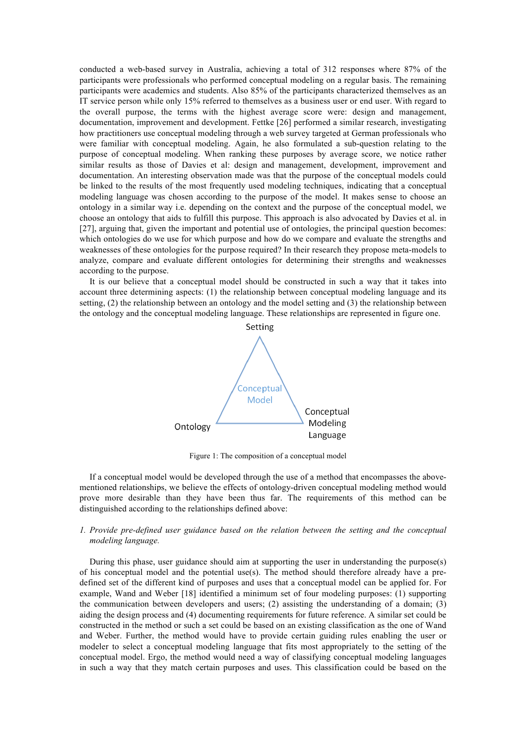conducted a web-based survey in Australia, achieving a total of 312 responses where 87% of the participants were professionals who performed conceptual modeling on a regular basis. The remaining participants were academics and students. Also 85% of the participants characterized themselves as an IT service person while only 15% referred to themselves as a business user or end user. With regard to the overall purpose, the terms with the highest average score were: design and management, documentation, improvement and development. Fettke [26] performed a similar research, investigating how practitioners use conceptual modeling through a web survey targeted at German professionals who were familiar with conceptual modeling. Again, he also formulated a sub-question relating to the purpose of conceptual modeling. When ranking these purposes by average score, we notice rather similar results as those of Davies et al: design and management, development, improvement and documentation. An interesting observation made was that the purpose of the conceptual models could be linked to the results of the most frequently used modeling techniques, indicating that a conceptual modeling language was chosen according to the purpose of the model. It makes sense to choose an ontology in a similar way i.e. depending on the context and the purpose of the conceptual model, we choose an ontology that aids to fulfill this purpose. This approach is also advocated by Davies et al. in [27], arguing that, given the important and potential use of ontologies, the principal question becomes: which ontologies do we use for which purpose and how do we compare and evaluate the strengths and weaknesses of these ontologies for the purpose required? In their research they propose meta-models to analyze, compare and evaluate different ontologies for determining their strengths and weaknesses according to the purpose.

It is our believe that a conceptual model should be constructed in such a way that it takes into account three determining aspects: (1) the relationship between conceptual modeling language and its setting, (2) the relationship between an ontology and the model setting and (3) the relationship between the ontology and the conceptual modeling language. These relationships are represented in figure one.

Setting

Conceptual Model

Ontology

Conceptual Modeling Language

Figure 1: The composition of a conceptual model

If a conceptual model would be developed through the use of a method that encompasses the above-mentioned relationships, we believe the effects of ontology-driven conceptual modeling method would prove more desirable than they have been thus far. The requirements of this method can be distinguished according to the relationships defined above:

1. *Provide pre-defined user guidance based on the relation between the setting and the conceptual modeling language.*

During this phase, user guidance should aim at supporting the user in understanding the purpose(s) of his conceptual model and the potential use(s). The method should therefore already have a pre-defined set of the different kind of purposes and uses that a conceptual model can be applied for. For example, Wand and Weber [18] identified a minimum set of four modeling purposes: (1) supporting the communication between developers and users; (2) assisting the understanding of a domain; (3) aiding the design process and (4) documenting requirements for future reference. A similar set could be constructed in the method or such a set could be based on an existing classification as the one of Wand and Weber. Further, the method would have to provide certain guiding rules enabling the user or modeler to select a conceptual modeling language that fits most appropriately to the setting of the conceptual model. Ergo, the method would need a way of classifying conceptual modeling languages in such a way that they match certain purposes and uses. This classification could be based on the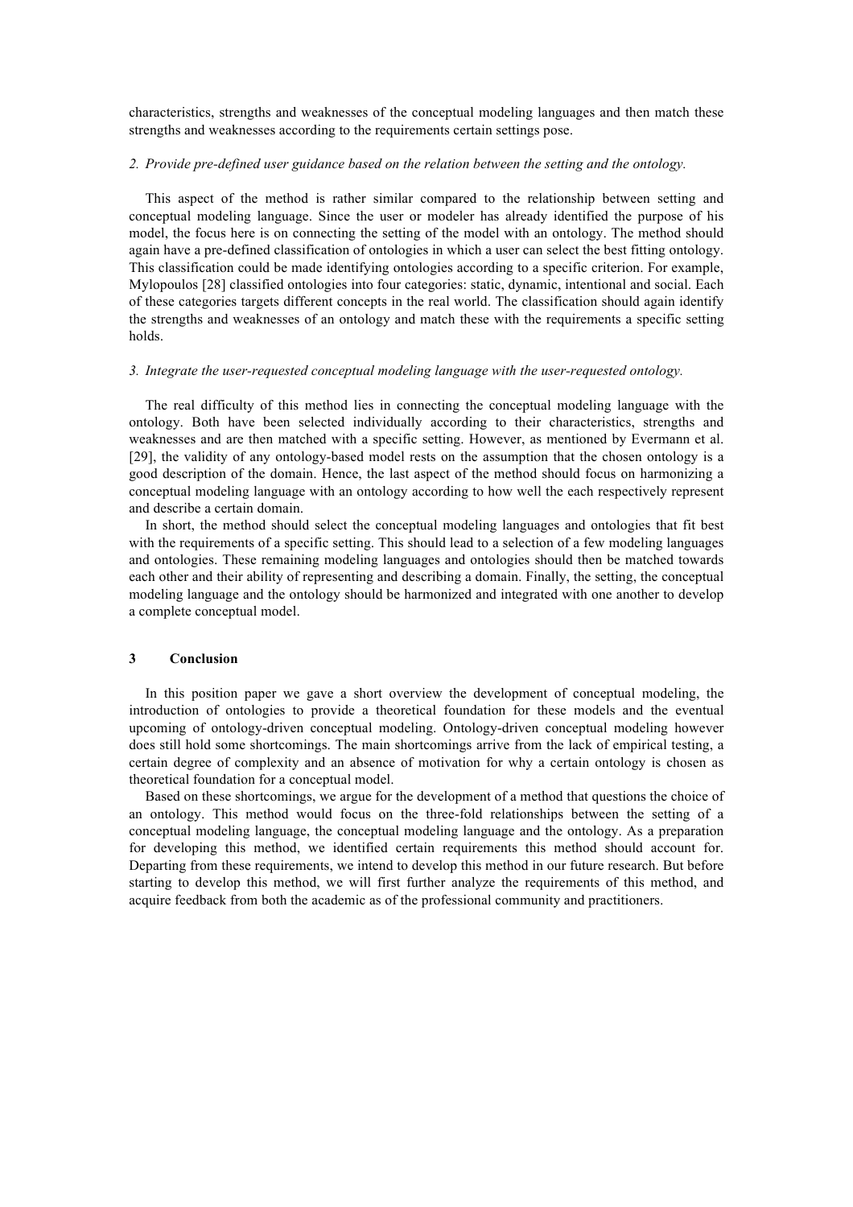characteristics, strengths and weaknesses of the conceptual modeling languages and then match these strengths and weaknesses according to the requirements certain settings pose.

*2. Provide pre-defined user guidance based on the relation between the setting and the ontology.*

This aspect of the method is rather similar compared to the relationship between setting and conceptual modeling language. Since the user or modeler has already identified the purpose of his model, the focus here is on connecting the setting of the model with an ontology. The method should again have a pre-defined classification of ontologies in which a user can select the best fitting ontology. This classification could be made identifying ontologies according to a specific criterion. For example, Mylopoulos [28] classified ontologies into four categories: static, dynamic, intentional and social. Each of these categories targets different concepts in the real world. The classification should again identify the strengths and weaknesses of an ontology and match these with the requirements a specific setting holds.

*3. Integrate the user-requested conceptual modeling language with the user-requested ontology.*

The real difficulty of this method lies in connecting the conceptual modeling language with the ontology. Both have been selected individually according to their characteristics, strengths and weaknesses and are then matched with a specific setting. However, as mentioned by Evermann et al. [29], the validity of any ontology-based model rests on the assumption that the chosen ontology is a good description of the domain. Hence, the last aspect of the method should focus on harmonizing a conceptual modeling language with an ontology according to how well the each respectively represent and describe a certain domain.

In short, the method should select the conceptual modeling languages and ontologies that fit best with the requirements of a specific setting. This should lead to a selection of a few modeling languages and ontologies. These remaining modeling languages and ontologies should then be matched towards each other and their ability of representing and describing a domain. Finally, the setting, the conceptual modeling language and the ontology should be harmonized and integrated with one another to develop a complete conceptual model.

## 3 Conclusion

In this position paper we gave a short overview the development of conceptual modeling, the introduction of ontologies to provide a theoretical foundation for these models and the eventual upcoming of ontology-driven conceptual modeling. Ontology-driven conceptual modeling however does still hold some shortcomings. The main shortcomings arrive from the lack of empirical testing, a certain degree of complexity and an absence of motivation for why a certain ontology is chosen as theoretical foundation for a conceptual model.

Based on these shortcomings, we argue for the development of a method that questions the choice of an ontology. This method would focus on the three-fold relationships between the setting of a conceptual modeling language, the conceptual modeling language and the ontology. As a preparation for developing this method, we identified certain requirements this method should account for. Departing from these requirements, we intend to develop this method in our future research. But before starting to develop this method, we will first further analyze the requirements of this method, and acquire feedback from both the academic as of the professional community and practitioners.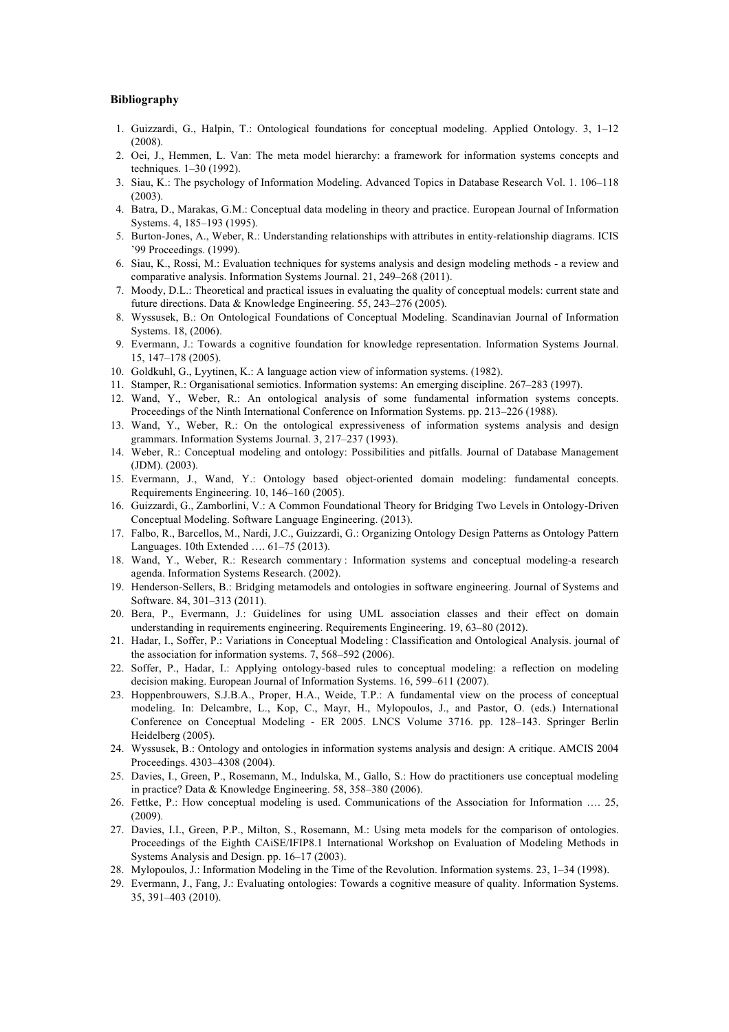**Bibliography**

1. Guizzardi, G., Halpin, T.: Ontological foundations for conceptual modeling. Applied Ontology. 3, 1–12 (2008).
2. Oei, J., Hemmen, L. Van: The meta model hierarchy: a framework for information systems concepts and techniques. 1–30 (1992).
3. Siau, K.: The psychology of Information Modeling. Advanced Topics in Database Research Vol. 1. 106–118 (2003).
4. Batra, D., Marakas, G.M.: Conceptual data modeling in theory and practice. European Journal of Information Systems. 4, 185–193 (1995).
5. Burton-Jones, A., Weber, R.: Understanding relationships with attributes in entity-relationship diagrams. ICIS '99 Proceedings. (1999).
6. Siau, K., Rossi, M.: Evaluation techniques for systems analysis and design modeling methods - a review and comparative analysis. Information Systems Journal. 21, 249–268 (2011).
7. Moody, D.L.: Theoretical and practical issues in evaluating the quality of conceptual models: current state and future directions. Data & Knowledge Engineering. 55, 243–276 (2005).
8. Wyssusek, B.: On Ontological Foundations of Conceptual Modeling. Scandinavian Journal of Information Systems. 18, (2006).
9. Evermann, J.: Towards a cognitive foundation for knowledge representation. Information Systems Journal. 15, 147–178 (2005).
10. Goldkuhl, G., Lyytinen, K.: A language action view of information systems. (1982).
11. Stamper, R.: Organisational semiotics. Information systems: An emerging discipline. 267–283 (1997).
12. Wand, Y., Weber, R.: An ontological analysis of some fundamental information systems concepts. Proceedings of the Ninth International Conference on Information Systems. pp. 213–226 (1988).
13. Wand, Y., Weber, R.: On the ontological expressiveness of information systems analysis and design grammars. Information Systems Journal. 3, 217–237 (1993).
14. Weber, R.: Conceptual modeling and ontology: Possibilities and pitfalls. Journal of Database Management (JDM). (2003).
15. Evermann, J., Wand, Y.: Ontology based object-oriented domain modeling: fundamental concepts. Requirements Engineering. 10, 146–160 (2005).
16. Guizzardi, G., Zamborlini, V.: A Common Foundational Theory for Bridging Two Levels in Ontology-Driven Conceptual Modeling. Software Language Engineering. (2013).
17. Falbo, R., Barcellos, M., Nardi, J.C., Guizzardi, G.: Organizing Ontology Design Patterns as Ontology Pattern Languages. 10th Extended …. 61–75 (2013).
18. Wand, Y., Weber, R.: Research commentary : Information systems and conceptual modeling-a research agenda. Information Systems Research. (2002).
19. Henderson-Sellers, B.: Bridging metamodels and ontologies in software engineering. Journal of Systems and Software. 84, 301–313 (2011).
20. Bera, P., Evermann, J.: Guidelines for using UML association classes and their effect on domain understanding in requirements engineering. Requirements Engineering. 19, 63–80 (2012).
21. Hadar, I., Soffer, P.: Variations in Conceptual Modeling : Classification and Ontological Analysis. journal of the association for information systems. 7, 568–592 (2006).
22. Soffer, P., Hadar, I.: Applying ontology-based rules to conceptual modeling: a reflection on modeling decision making. European Journal of Information Systems. 16, 599–611 (2007).
23. Hoppenbrouwers, S.J.B.A., Proper, H.A., Weide, T.P.: A fundamental view on the process of conceptual modeling. In: Delcambre, L., Kop, C., Mayr, H., Mylopoulos, J., and Pastor, O. (eds.) International Conference on Conceptual Modeling - ER 2005. LNCS Volume 3716. pp. 128–143. Springer Berlin Heidelberg (2005).
24. Wyssusek, B.: Ontology and ontologies in information systems analysis and design: A critique. AMCIS 2004 Proceedings. 4303–4308 (2004).
25. Davies, I., Green, P., Rosemann, M., Indulska, M., Gallo, S.: How do practitioners use conceptual modeling in practice? Data & Knowledge Engineering. 58, 358–380 (2006).
26. Fettke, P.: How conceptual modeling is used. Communications of the Association for Information …. 25, (2009).
27. Davies, I.I., Green, P.P., Milton, S., Rosemann, M.: Using meta models for the comparison of ontologies. Proceedings of the Eighth CAiSE/IFIP8.1 International Workshop on Evaluation of Modeling Methods in Systems Analysis and Design. pp. 16–17 (2003).
28. Mylopoulos, J.: Information Modeling in the Time of the Revolution. Information systems. 23, 1–34 (1998).
29. Evermann, J., Fang, J.: Evaluating ontologies: Towards a cognitive measure of quality. Information Systems. 35, 391–403 (2010).